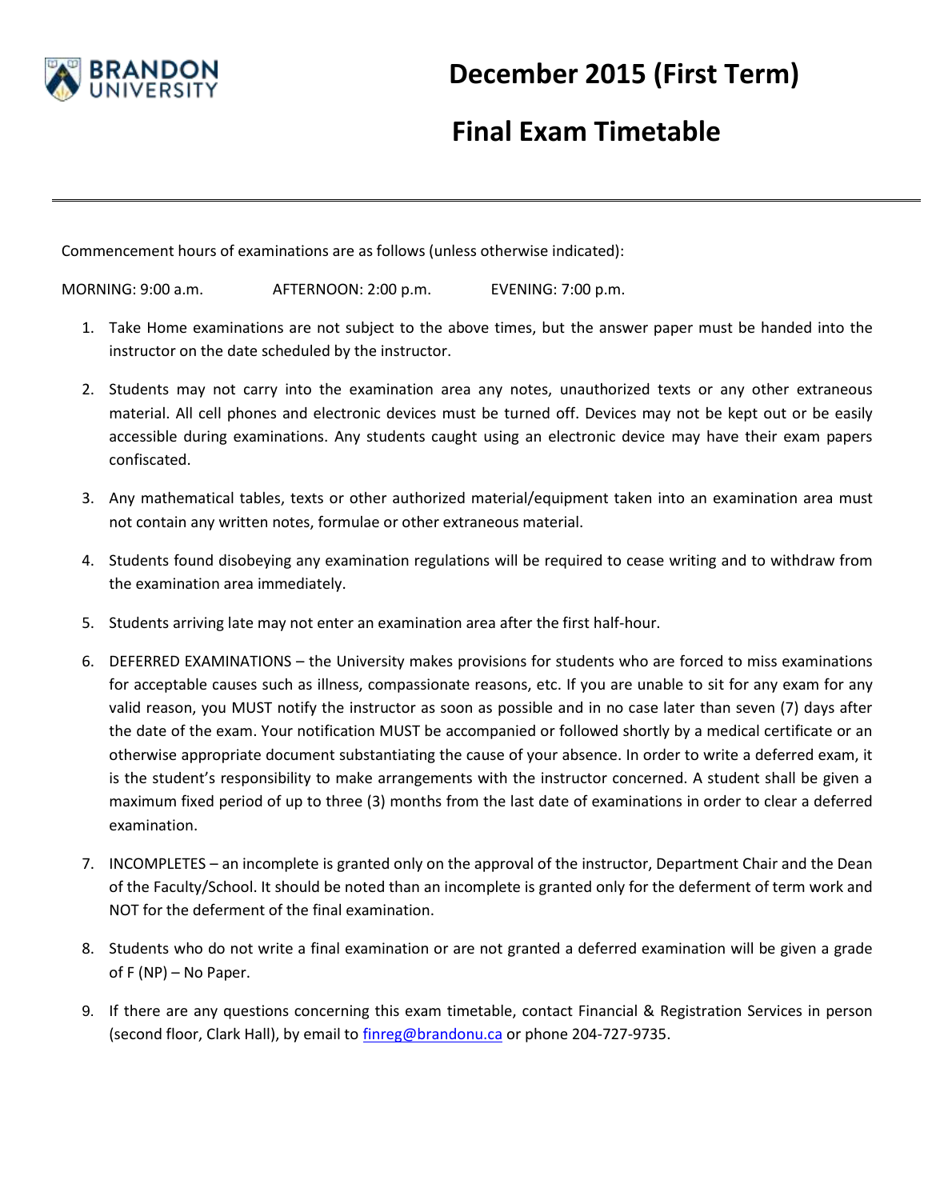# December 2015 (First Term)

# Final Exam Timetable

---

Commencement hours of examinations are as follows (unless otherwise indicated):

MORNING: 9:00 a.m. AFTERNOON: 2:00 p.m. EVENING: 7:00 p.m.

1. Take Home examinations are not subject to the above times, but the answer paper must be handed into the instructor on the date scheduled by the instructor.
2. Students may not carry into the examination area any notes, unauthorized texts or any other extraneous material. All cell phones and electronic devices must be turned off. Devices may not be kept out or be easily accessible during examinations. Any students caught using an electronic device may have their exam papers confiscated.
3. Any mathematical tables, texts or other authorized material/equipment taken into an examination area must not contain any written notes, formulae or other extraneous material.
4. Students found disobeying any examination regulations will be required to cease writing and to withdraw from the examination area immediately.
5. Students arriving late may not enter an examination area after the first half-hour.
6. DEFERRED EXAMINATIONS – the University makes provisions for students who are forced to miss examinations for acceptable causes such as illness, compassionate reasons, etc. If you are unable to sit for any exam for any valid reason, you MUST notify the instructor as soon as possible and in no case later than seven (7) days after the date of the exam. Your notification MUST be accompanied or followed shortly by a medical certificate or an otherwise appropriate document substantiating the cause of your absence. In order to write a deferred exam, it is the student's responsibility to make arrangements with the instructor concerned. A student shall be given a maximum fixed period of up to three (3) months from the last date of examinations in order to clear a deferred examination.
7. INCOMPLETES – an incomplete is granted only on the approval of the instructor, Department Chair and the Dean of the Faculty/School. It should be noted than an incomplete is granted only for the deferment of term work and NOT for the deferment of the final examination.
8. Students who do not write a final examination or are not granted a deferred examination will be given a grade of F (NP) – No Paper.
9. If there are any questions concerning this exam timetable, contact Financial & Registration Services in person (second floor, Clark Hall), by email to finreg@brandonu.ca or phone 204-727-9735.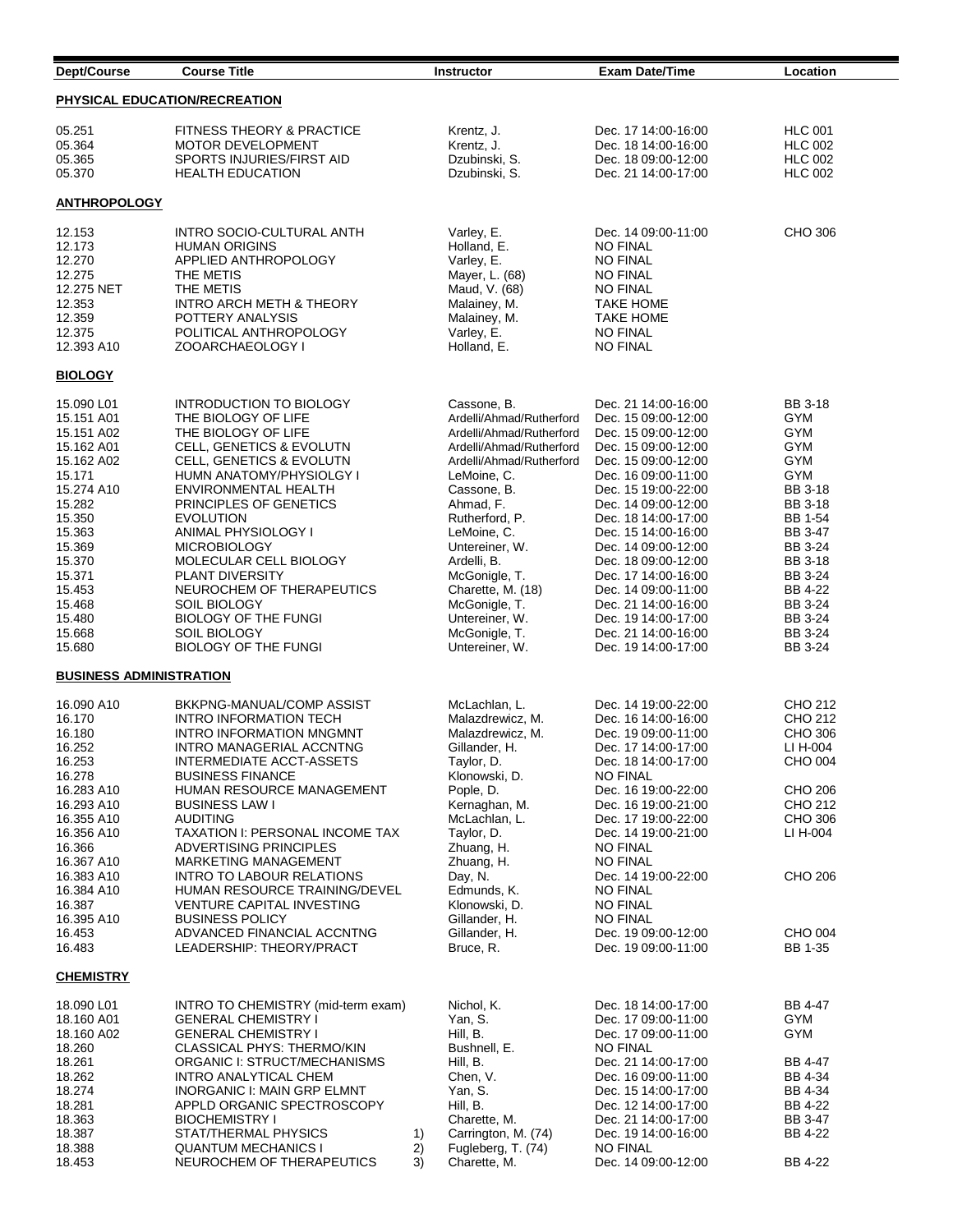| Dept/Course | Course Title | | Instructor | Exam Date/Time | Location |
|---|---|---|---|---|---|
| **PHYSICAL EDUCATION/RECREATION** | | | | | |
| 05.251 | FITNESS THEORY & PRACTICE | | Krentz, J. | Dec. 17 14:00-16:00 | HLC 001 |
| 05.364 | MOTOR DEVELOPMENT | | Krentz, J. | Dec. 18 14:00-16:00 | HLC 002 |
| 05.365 | SPORTS INJURIES/FIRST AID | | Dzubinski, S. | Dec. 18 09:00-12:00 | HLC 002 |
| 05.370 | HEALTH EDUCATION | | Dzubinski, S. | Dec. 21 14:00-17:00 | HLC 002 |
| **ANTHROPOLOGY** | | | | | |
| 12.153 | INTRO SOCIO-CULTURAL ANTH | | Varley, E. | Dec. 14 09:00-11:00 | CHO 306 |
| 12.173 | HUMAN ORIGINS | | Holland, E. | NO FINAL | |
| 12.270 | APPLIED ANTHROPOLOGY | | Varley, E. | NO FINAL | |
| 12.275 | THE METIS | | Mayer, L. (68) | NO FINAL | |
| 12.275 NET | THE METIS | | Maud, V. (68) | NO FINAL | |
| 12.353 | INTRO ARCH METH & THEORY | | Malainey, M. | TAKE HOME | |
| 12.359 | POTTERY ANALYSIS | | Malainey, M. | TAKE HOME | |
| 12.375 | POLITICAL ANTHROPOLOGY | | Varley, E. | NO FINAL | |
| 12.393 A10 | ZOOARCHAEOLOGY I | | Holland, E. | NO FINAL | |
| **BIOLOGY** | | | | | |
| 15.090 L01 | INTRODUCTION TO BIOLOGY | | Cassone, B. | Dec. 21 14:00-16:00 | BB 3-18 |
| 15.151 A01 | THE BIOLOGY OF LIFE | | Ardelli/Ahmad/Rutherford | Dec. 15 09:00-12:00 | GYM |
| 15.151 A02 | THE BIOLOGY OF LIFE | | Ardelli/Ahmad/Rutherford | Dec. 15 09:00-12:00 | GYM |
| 15.162 A01 | CELL, GENETICS & EVOLUTN | | Ardelli/Ahmad/Rutherford | Dec. 15 09:00-12:00 | GYM |
| 15.162 A02 | CELL, GENETICS & EVOLUTN | | Ardelli/Ahmad/Rutherford | Dec. 15 09:00-12:00 | GYM |
| 15.171 | HUMN ANATOMY/PHYSIOLGY I | | LeMoine, C. | Dec. 16 09:00-11:00 | GYM |
| 15.274 A10 | ENVIRONMENTAL HEALTH | | Cassone, B. | Dec. 15 19:00-22:00 | BB 3-18 |
| 15.282 | PRINCIPLES OF GENETICS | | Ahmad, F. | Dec. 14 09:00-12:00 | BB 3-18 |
| 15.350 | EVOLUTION | | Rutherford, P. | Dec. 18 14:00-17:00 | BB 1-54 |
| 15.363 | ANIMAL PHYSIOLOGY I | | LeMoine, C. | Dec. 15 14:00-16:00 | BB 3-47 |
| 15.369 | MICROBIOLOGY | | Untereiner, W. | Dec. 14 09:00-12:00 | BB 3-24 |
| 15.370 | MOLECULAR CELL BIOLOGY | | Ardelli, B. | Dec. 18 09:00-12:00 | BB 3-18 |
| 15.371 | PLANT DIVERSITY | | McGonigle, T. | Dec. 17 14:00-16:00 | BB 3-24 |
| 15.453 | NEUROCHEM OF THERAPEUTICS | | Charette, M. (18) | Dec. 14 09:00-11:00 | BB 4-22 |
| 15.468 | SOIL BIOLOGY | | McGonigle, T. | Dec. 21 14:00-16:00 | BB 3-24 |
| 15.480 | BIOLOGY OF THE FUNGI | | Untereiner, W. | Dec. 19 14:00-17:00 | BB 3-24 |
| 15.668 | SOIL BIOLOGY | | McGonigle, T. | Dec. 21 14:00-16:00 | BB 3-24 |
| 15.680 | BIOLOGY OF THE FUNGI | | Untereiner, W. | Dec. 19 14:00-17:00 | BB 3-24 |
| **BUSINESS ADMINISTRATION** | | | | | |
| 16.090 A10 | BKKPNG-MANUAL/COMP ASSIST | | McLachlan, L. | Dec. 14 19:00-22:00 | CHO 212 |
| 16.170 | INTRO INFORMATION TECH | | Malazdrewicz, M. | Dec. 16 14:00-16:00 | CHO 212 |
| 16.180 | INTRO INFORMATION MNGMNT | | Malazdrewicz, M. | Dec. 19 09:00-11:00 | CHO 306 |
| 16.252 | INTRO MANAGERIAL ACCNTNG | | Gillander, H. | Dec. 17 14:00-17:00 | LI H-004 |
| 16.253 | INTERMEDIATE ACCT-ASSETS | | Taylor, D. | Dec. 18 14:00-17:00 | CHO 004 |
| 16.278 | BUSINESS FINANCE | | Klonowski, D. | NO FINAL | |
| 16.283 A10 | HUMAN RESOURCE MANAGEMENT | | Pople, D. | Dec. 16 19:00-22:00 | CHO 206 |
| 16.293 A10 | BUSINESS LAW I | | Kernaghan, M. | Dec. 16 19:00-21:00 | CHO 212 |
| 16.355 A10 | AUDITING | | McLachlan, L. | Dec. 17 19:00-22:00 | CHO 306 |
| 16.356 A10 | TAXATION I: PERSONAL INCOME TAX | | Taylor, D. | Dec. 14 19:00-21:00 | LI H-004 |
| 16.366 | ADVERTISING PRINCIPLES | | Zhuang, H. | NO FINAL | |
| 16.367 A10 | MARKETING MANAGEMENT | | Zhuang, H. | NO FINAL | |
| 16.383 A10 | INTRO TO LABOUR RELATIONS | | Day, N. | Dec. 14 19:00-22:00 | CHO 206 |
| 16.384 A10 | HUMAN RESOURCE TRAINING/DEVEL | | Edmunds, K. | NO FINAL | |
| 16.387 | VENTURE CAPITAL INVESTING | | Klonowski, D. | NO FINAL | |
| 16.395 A10 | BUSINESS POLICY | | Gillander, H. | NO FINAL | |
| 16.453 | ADVANCED FINANCIAL ACCNTNG | | Gillander, H. | Dec. 19 09:00-12:00 | CHO 004 |
| 16.483 | LEADERSHIP: THEORY/PRACT | | Bruce, R. | Dec. 19 09:00-11:00 | BB 1-35 |
| **CHEMISTRY** | | | | | |
| 18.090 L01 | INTRO TO CHEMISTRY (mid-term exam) | | Nichol, K. | Dec. 18 14:00-17:00 | BB 4-47 |
| 18.160 A01 | GENERAL CHEMISTRY I | | Yan, S. | Dec. 17 09:00-11:00 | GYM |
| 18.160 A02 | GENERAL CHEMISTRY I | | Hill, B. | Dec. 17 09:00-11:00 | GYM |
| 18.260 | CLASSICAL PHYS: THERMO/KIN | | Bushnell, E. | NO FINAL | |
| 18.261 | ORGANIC I: STRUCT/MECHANISMS | | Hill, B. | Dec. 21 14:00-17:00 | BB 4-47 |
| 18.262 | INTRO ANALYTICAL CHEM | | Chen, V. | Dec. 16 09:00-11:00 | BB 4-34 |
| 18.274 | INORGANIC I: MAIN GRP ELMNT | | Yan, S. | Dec. 15 14:00-17:00 | BB 4-34 |
| 18.281 | APPLD ORGANIC SPECTROSCOPY | | Hill, B. | Dec. 12 14:00-17:00 | BB 4-22 |
| 18.363 | BIOCHEMISTRY I | | Charette, M. | Dec. 21 14:00-17:00 | BB 3-47 |
| 18.387 | STAT/THERMAL PHYSICS | 1) | Carrington, M. (74) | Dec. 19 14:00-16:00 | BB 4-22 |
| 18.388 | QUANTUM MECHANICS I | 2) | Fugleberg, T. (74) | NO FINAL | |
| 18.453 | NEUROCHEM OF THERAPEUTICS | 3) | Charette, M. | Dec. 14 09:00-12:00 | BB 4-22 |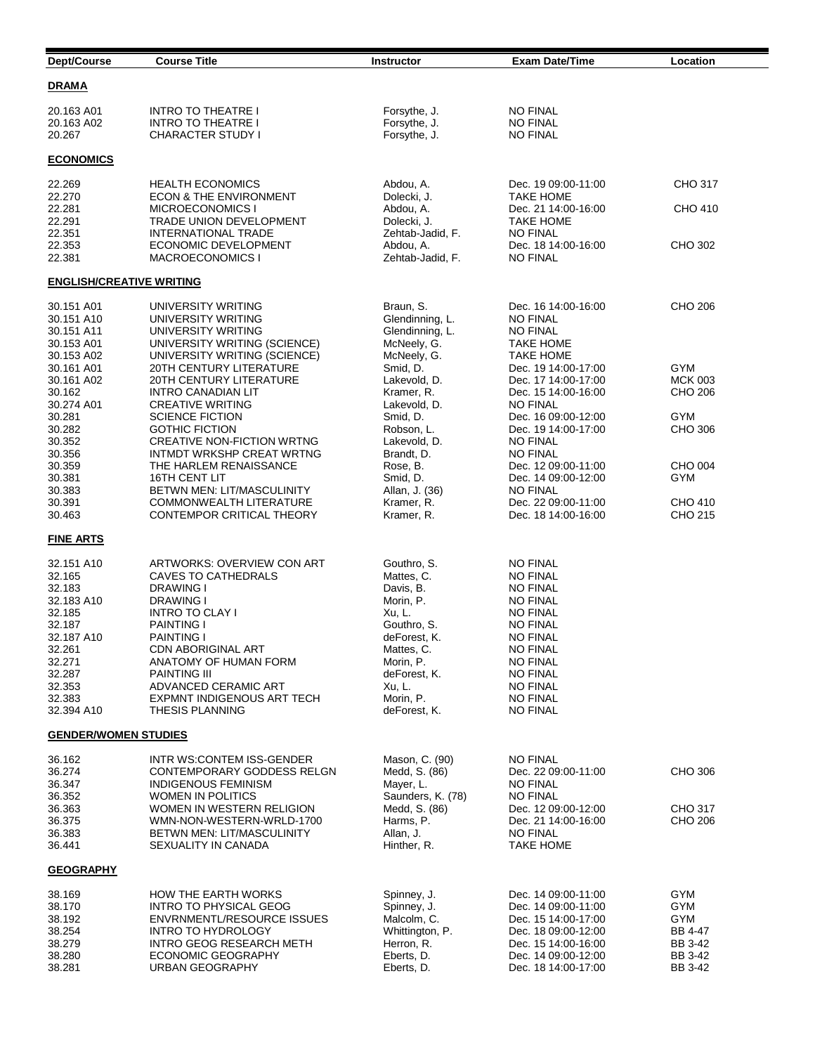| Dept/Course | Course Title | Instructor | Exam Date/Time | Location |
|---|---|---|---|---|
| **DRAMA** | | | | |
| 20.163 A01 | INTRO TO THEATRE I | Forsythe, J. | NO FINAL | |
| 20.163 A02 | INTRO TO THEATRE I | Forsythe, J. | NO FINAL | |
| 20.267 | CHARACTER STUDY I | Forsythe, J. | NO FINAL | |
| **ECONOMICS** | | | | |
| 22.269 | HEALTH ECONOMICS | Abdou, A. | Dec. 19 09:00-11:00 | CHO 317 |
| 22.270 | ECON & THE ENVIRONMENT | Dolecki, J. | TAKE HOME | |
| 22.281 | MICROECONOMICS I | Abdou, A. | Dec. 21 14:00-16:00 | CHO 410 |
| 22.291 | TRADE UNION DEVELOPMENT | Dolecki, J. | TAKE HOME | |
| 22.351 | INTERNATIONAL TRADE | Zehtab-Jadid, F. | NO FINAL | |
| 22.353 | ECONOMIC DEVELOPMENT | Abdou, A. | Dec. 18 14:00-16:00 | CHO 302 |
| 22.381 | MACROECONOMICS I | Zehtab-Jadid, F. | NO FINAL | |
| **ENGLISH/CREATIVE WRITING** | | | | |
| 30.151 A01 | UNIVERSITY WRITING | Braun, S. | Dec. 16 14:00-16:00 | CHO 206 |
| 30.151 A10 | UNIVERSITY WRITING | Glendinning, L. | NO FINAL | |
| 30.151 A11 | UNIVERSITY WRITING | Glendinning, L. | NO FINAL | |
| 30.153 A01 | UNIVERSITY WRITING (SCIENCE) | McNeely, G. | TAKE HOME | |
| 30.153 A02 | UNIVERSITY WRITING (SCIENCE) | McNeely, G. | TAKE HOME | |
| 30.161 A01 | 20TH CENTURY LITERATURE | Smid, D. | Dec. 19 14:00-17:00 | GYM |
| 30.161 A02 | 20TH CENTURY LITERATURE | Lakevold, D. | Dec. 17 14:00-17:00 | MCK 003 |
| 30.162 | INTRO CANADIAN LIT | Kramer, R. | Dec. 15 14:00-16:00 | CHO 206 |
| 30.274 A01 | CREATIVE WRITING | Lakevold, D. | NO FINAL | |
| 30.281 | SCIENCE FICTION | Smid, D. | Dec. 16 09:00-12:00 | GYM |
| 30.282 | GOTHIC FICTION | Robson, L. | Dec. 19 14:00-17:00 | CHO 306 |
| 30.352 | CREATIVE NON-FICTION WRTNG | Lakevold, D. | NO FINAL | |
| 30.356 | INTMDT WRKSHP CREAT WRTNG | Brandt, D. | NO FINAL | |
| 30.359 | THE HARLEM RENAISSANCE | Rose, B. | Dec. 12 09:00-11:00 | CHO 004 |
| 30.381 | 16TH CENT LIT | Smid, D. | Dec. 14 09:00-12:00 | GYM |
| 30.383 | BETWN MEN: LIT/MASCULINITY | Allan, J. (36) | NO FINAL | |
| 30.391 | COMMONWEALTH LITERATURE | Kramer, R. | Dec. 22 09:00-11:00 | CHO 410 |
| 30.463 | CONTEMPOR CRITICAL THEORY | Kramer, R. | Dec. 18 14:00-16:00 | CHO 215 |
| **FINE ARTS** | | | | |
| 32.151 A10 | ARTWORKS: OVERVIEW CON ART | Gouthro, S. | NO FINAL | |
| 32.165 | CAVES TO CATHEDRALS | Mattes, C. | NO FINAL | |
| 32.183 | DRAWING I | Davis, B. | NO FINAL | |
| 32.183 A10 | DRAWING I | Morin, P. | NO FINAL | |
| 32.185 | INTRO TO CLAY I | Xu, L. | NO FINAL | |
| 32.187 | PAINTING I | Gouthro, S. | NO FINAL | |
| 32.187 A10 | PAINTING I | deForest, K. | NO FINAL | |
| 32.261 | CDN ABORIGINAL ART | Mattes, C. | NO FINAL | |
| 32.271 | ANATOMY OF HUMAN FORM | Morin, P. | NO FINAL | |
| 32.287 | PAINTING III | deForest, K. | NO FINAL | |
| 32.353 | ADVANCED CERAMIC ART | Xu, L. | NO FINAL | |
| 32.383 | EXPMNT INDIGENOUS ART TECH | Morin, P. | NO FINAL | |
| 32.394 A10 | THESIS PLANNING | deForest, K. | NO FINAL | |
| **GENDER/WOMEN STUDIES** | | | | |
| 36.162 | INTR WS:CONTEM ISS-GENDER | Mason, C. (90) | NO FINAL | |
| 36.274 | CONTEMPORARY GODDESS RELGN | Medd, S. (86) | Dec. 22 09:00-11:00 | CHO 306 |
| 36.347 | INDIGENOUS FEMINISM | Mayer, L. | NO FINAL | |
| 36.352 | WOMEN IN POLITICS | Saunders, K. (78) | NO FINAL | |
| 36.363 | WOMEN IN WESTERN RELIGION | Medd, S. (86) | Dec. 12 09:00-12:00 | CHO 317 |
| 36.375 | WMN-NON-WESTERN-WRLD-1700 | Harms, P. | Dec. 21 14:00-16:00 | CHO 206 |
| 36.383 | BETWN MEN: LIT/MASCULINITY | Allan, J. | NO FINAL | |
| 36.441 | SEXUALITY IN CANADA | Hinther, R. | TAKE HOME | |
| **GEOGRAPHY** | | | | |
| 38.169 | HOW THE EARTH WORKS | Spinney, J. | Dec. 14 09:00-11:00 | GYM |
| 38.170 | INTRO TO PHYSICAL GEOG | Spinney, J. | Dec. 14 09:00-11:00 | GYM |
| 38.192 | ENVRNMENTL/RESOURCE ISSUES | Malcolm, C. | Dec. 15 14:00-17:00 | GYM |
| 38.254 | INTRO TO HYDROLOGY | Whittington, P. | Dec. 18 09:00-12:00 | BB 4-47 |
| 38.279 | INTRO GEOG RESEARCH METH | Herron, R. | Dec. 15 14:00-16:00 | BB 3-42 |
| 38.280 | ECONOMIC GEOGRAPHY | Eberts, D. | Dec. 14 09:00-12:00 | BB 3-42 |
| 38.281 | URBAN GEOGRAPHY | Eberts, D. | Dec. 18 14:00-17:00 | BB 3-42 |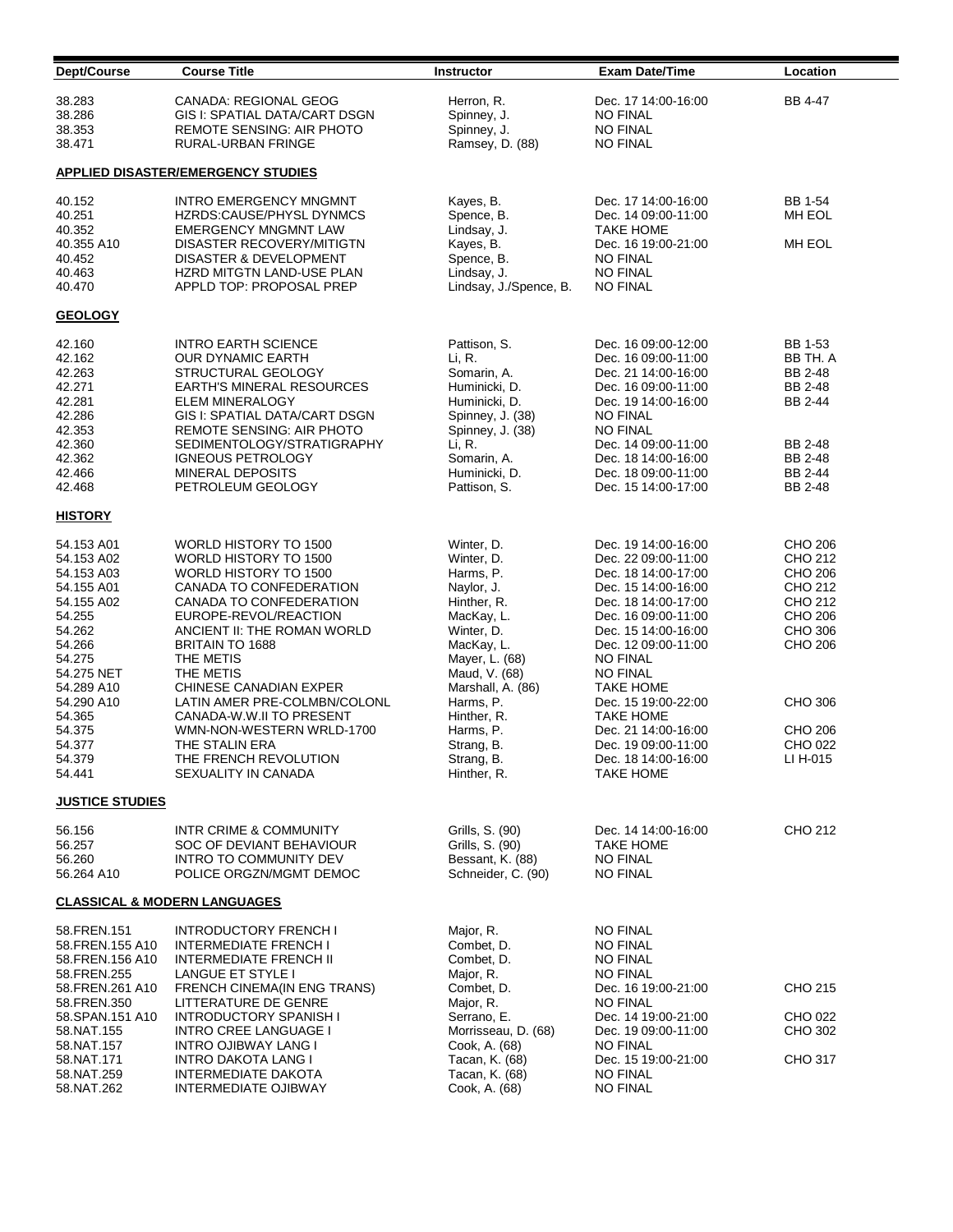| Dept/Course | Course Title | Instructor | Exam Date/Time | Location |
|---|---|---|---|---|
| 38.283 | CANADA: REGIONAL GEOG | Herron, R. | Dec. 17 14:00-16:00 | BB 4-47 |
| 38.286 | GIS I: SPATIAL DATA/CART DSGN | Spinney, J. | NO FINAL | |
| 38.353 | REMOTE SENSING: AIR PHOTO | Spinney, J. | NO FINAL | |
| 38.471 | RURAL-URBAN FRINGE | Ramsey, D. (88) | NO FINAL | |

**APPLIED DISASTER/EMERGENCY STUDIES**

| Dept/Course | Course Title | Instructor | Exam Date/Time | Location |
|---|---|---|---|---|
| 40.152 | INTRO EMERGENCY MNGMNT | Kayes, B. | Dec. 17 14:00-16:00 | BB 1-54 |
| 40.251 | HZRDS:CAUSE/PHYSL DYNMCS | Spence, B. | Dec. 14 09:00-11:00 | MH EOL |
| 40.352 | EMERGENCY MNGMNT LAW | Lindsay, J. | TAKE HOME | |
| 40.355 A10 | DISASTER RECOVERY/MITIGTN | Kayes, B. | Dec. 16 19:00-21:00 | MH EOL |
| 40.452 | DISASTER & DEVELOPMENT | Spence, B. | NO FINAL | |
| 40.463 | HZRD MITGTN LAND-USE PLAN | Lindsay, J. | NO FINAL | |
| 40.470 | APPLD TOP: PROPOSAL PREP | Lindsay, J./Spence, B. | NO FINAL | |

**GEOLOGY**

| Dept/Course | Course Title | Instructor | Exam Date/Time | Location |
|---|---|---|---|---|
| 42.160 | INTRO EARTH SCIENCE | Pattison, S. | Dec. 16 09:00-12:00 | BB 1-53 |
| 42.162 | OUR DYNAMIC EARTH | Li, R. | Dec. 16 09:00-11:00 | BB TH. A |
| 42.263 | STRUCTURAL GEOLOGY | Somarin, A. | Dec. 21 14:00-16:00 | BB 2-48 |
| 42.271 | EARTH'S MINERAL RESOURCES | Huminicki, D. | Dec. 16 09:00-11:00 | BB 2-48 |
| 42.281 | ELEM MINERALOGY | Huminicki, D. | Dec. 19 14:00-16:00 | BB 2-44 |
| 42.286 | GIS I: SPATIAL DATA/CART DSGN | Spinney, J. (38) | NO FINAL | |
| 42.353 | REMOTE SENSING: AIR PHOTO | Spinney, J. (38) | NO FINAL | |
| 42.360 | SEDIMENTOLOGY/STRATIGRAPHY | Li, R. | Dec. 14 09:00-11:00 | BB 2-48 |
| 42.362 | IGNEOUS PETROLOGY | Somarin, A. | Dec. 18 14:00-16:00 | BB 2-48 |
| 42.466 | MINERAL DEPOSITS | Huminicki, D. | Dec. 18 09:00-11:00 | BB 2-44 |
| 42.468 | PETROLEUM GEOLOGY | Pattison, S. | Dec. 15 14:00-17:00 | BB 2-48 |

**HISTORY**

| Dept/Course | Course Title | Instructor | Exam Date/Time | Location |
|---|---|---|---|---|
| 54.153 A01 | WORLD HISTORY TO 1500 | Winter, D. | Dec. 19 14:00-16:00 | CHO 206 |
| 54.153 A02 | WORLD HISTORY TO 1500 | Winter, D. | Dec. 22 09:00-11:00 | CHO 212 |
| 54.153 A03 | WORLD HISTORY TO 1500 | Harms, P. | Dec. 18 14:00-17:00 | CHO 206 |
| 54.155 A01 | CANADA TO CONFEDERATION | Naylor, J. | Dec. 15 14:00-16:00 | CHO 212 |
| 54.155 A02 | CANADA TO CONFEDERATION | Hinther, R. | Dec. 18 14:00-17:00 | CHO 212 |
| 54.255 | EUROPE-REVOL/REACTION | MacKay, L. | Dec. 16 09:00-11:00 | CHO 206 |
| 54.262 | ANCIENT II: THE ROMAN WORLD | Winter, D. | Dec. 15 14:00-16:00 | CHO 306 |
| 54.266 | BRITAIN TO 1688 | MacKay, L. | Dec. 12 09:00-11:00 | CHO 206 |
| 54.275 | THE METIS | Mayer, L. (68) | NO FINAL | |
| 54.275 NET | THE METIS | Maud, V. (68) | NO FINAL | |
| 54.289 A10 | CHINESE CANADIAN EXPER | Marshall, A. (86) | TAKE HOME | |
| 54.290 A10 | LATIN AMER PRE-COLMBN/COLONL | Harms, P. | Dec. 15 19:00-22:00 | CHO 306 |
| 54.365 | CANADA-W.W.II TO PRESENT | Hinther, R. | TAKE HOME | |
| 54.375 | WMN-NON-WESTERN WRLD-1700 | Harms, P. | Dec. 21 14:00-16:00 | CHO 206 |
| 54.377 | THE STALIN ERA | Strang, B. | Dec. 19 09:00-11:00 | CHO 022 |
| 54.379 | THE FRENCH REVOLUTION | Strang, B. | Dec. 18 14:00-16:00 | LI H-015 |
| 54.441 | SEXUALITY IN CANADA | Hinther, R. | TAKE HOME | |

**JUSTICE STUDIES**

| Dept/Course | Course Title | Instructor | Exam Date/Time | Location |
|---|---|---|---|---|
| 56.156 | INTR CRIME & COMMUNITY | Grills, S. (90) | Dec. 14 14:00-16:00 | CHO 212 |
| 56.257 | SOC OF DEVIANT BEHAVIOUR | Grills, S. (90) | TAKE HOME | |
| 56.260 | INTRO TO COMMUNITY DEV | Bessant, K. (88) | NO FINAL | |
| 56.264 A10 | POLICE ORGZN/MGMT DEMOC | Schneider, C. (90) | NO FINAL | |

**CLASSICAL & MODERN LANGUAGES**

| Dept/Course | Course Title | Instructor | Exam Date/Time | Location |
|---|---|---|---|---|
| 58.FREN.151 | INTRODUCTORY FRENCH I | Major, R. | NO FINAL | |
| 58.FREN.155 A10 | INTERMEDIATE FRENCH I | Combet, D. | NO FINAL | |
| 58.FREN.156 A10 | INTERMEDIATE FRENCH II | Combet, D. | NO FINAL | |
| 58.FREN.255 | LANGUE ET STYLE I | Major, R. | NO FINAL | |
| 58.FREN.261 A10 | FRENCH CINEMA(IN ENG TRANS) | Combet, D. | Dec. 16 19:00-21:00 | CHO 215 |
| 58.FREN.350 | LITTERATURE DE GENRE | Major, R. | NO FINAL | |
| 58.SPAN.151 A10 | INTRODUCTORY SPANISH I | Serrano, E. | Dec. 14 19:00-21:00 | CHO 022 |
| 58.NAT.155 | INTRO CREE LANGUAGE I | Morrisseau, D. (68) | Dec. 19 09:00-11:00 | CHO 302 |
| 58.NAT.157 | INTRO OJIBWAY LANG I | Cook, A. (68) | NO FINAL | |
| 58.NAT.171 | INTRO DAKOTA LANG I | Tacan, K. (68) | Dec. 15 19:00-21:00 | CHO 317 |
| 58.NAT.259 | INTERMEDIATE DAKOTA | Tacan, K. (68) | NO FINAL | |
| 58.NAT.262 | INTERMEDIATE OJIBWAY | Cook, A. (68) | NO FINAL | |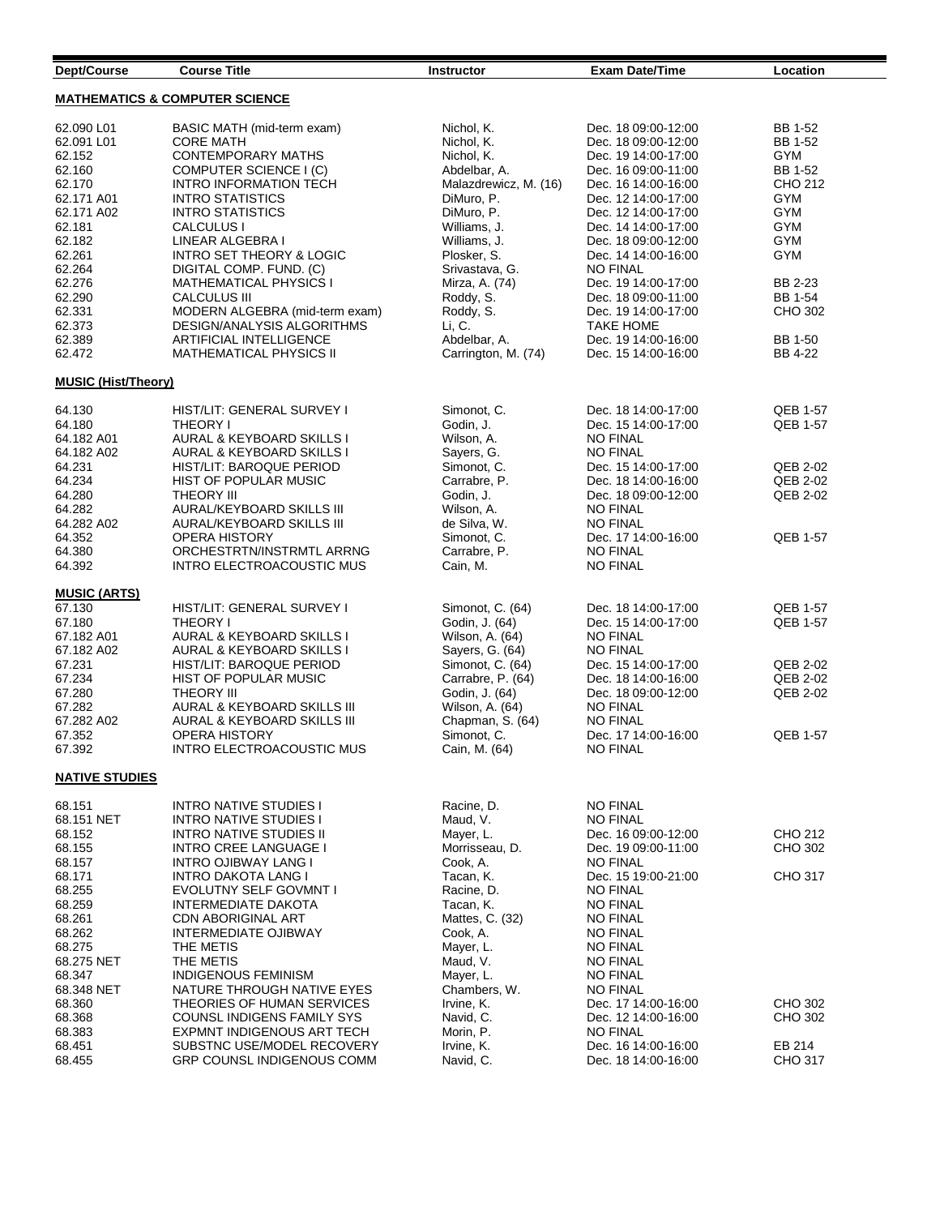| Dept/Course | Course Title | Instructor | Exam Date/Time | Location |
|---|---|---|---|---|
| **MATHEMATICS & COMPUTER SCIENCE** | | | | |
| 62.090 L01 | BASIC MATH (mid-term exam) | Nichol, K. | Dec. 18 09:00-12:00 | BB 1-52 |
| 62.091 L01 | CORE MATH | Nichol, K. | Dec. 18 09:00-12:00 | BB 1-52 |
| 62.152 | CONTEMPORARY MATHS | Nichol, K. | Dec. 19 14:00-17:00 | GYM |
| 62.160 | COMPUTER SCIENCE I (C) | Abdelbar, A. | Dec. 16 09:00-11:00 | BB 1-52 |
| 62.170 | INTRO INFORMATION TECH | Malazdrewicz, M. (16) | Dec. 16 14:00-16:00 | CHO 212 |
| 62.171 A01 | INTRO STATISTICS | DiMuro, P. | Dec. 12 14:00-17:00 | GYM |
| 62.171 A02 | INTRO STATISTICS | DiMuro, P. | Dec. 12 14:00-17:00 | GYM |
| 62.181 | CALCULUS I | Williams, J. | Dec. 14 14:00-17:00 | GYM |
| 62.182 | LINEAR ALGEBRA I | Williams, J. | Dec. 18 09:00-12:00 | GYM |
| 62.261 | INTRO SET THEORY & LOGIC | Plosker, S. | Dec. 14 14:00-16:00 | GYM |
| 62.264 | DIGITAL COMP. FUND. (C) | Srivastava, G. | NO FINAL | |
| 62.276 | MATHEMATICAL PHYSICS I | Mirza, A. (74) | Dec. 19 14:00-17:00 | BB 2-23 |
| 62.290 | CALCULUS III | Roddy, S. | Dec. 18 09:00-11:00 | BB 1-54 |
| 62.331 | MODERN ALGEBRA (mid-term exam) | Roddy, S. | Dec. 19 14:00-17:00 | CHO 302 |
| 62.373 | DESIGN/ANALYSIS ALGORITHMS | Li, C. | TAKE HOME | |
| 62.389 | ARTIFICIAL INTELLIGENCE | Abdelbar, A. | Dec. 19 14:00-16:00 | BB 1-50 |
| 62.472 | MATHEMATICAL PHYSICS II | Carrington, M. (74) | Dec. 15 14:00-16:00 | BB 4-22 |
| **MUSIC (Hist/Theory)** | | | | |
| 64.130 | HIST/LIT: GENERAL SURVEY I | Simonot, C. | Dec. 18 14:00-17:00 | QEB 1-57 |
| 64.180 | THEORY I | Godin, J. | Dec. 15 14:00-17:00 | QEB 1-57 |
| 64.182 A01 | AURAL & KEYBOARD SKILLS I | Wilson, A. | NO FINAL | |
| 64.182 A02 | AURAL & KEYBOARD SKILLS I | Sayers, G. | NO FINAL | |
| 64.231 | HIST/LIT: BAROQUE PERIOD | Simonot, C. | Dec. 15 14:00-17:00 | QEB 2-02 |
| 64.234 | HIST OF POPULAR MUSIC | Carrabre, P. | Dec. 18 14:00-16:00 | QEB 2-02 |
| 64.280 | THEORY III | Godin, J. | Dec. 18 09:00-12:00 | QEB 2-02 |
| 64.282 | AURAL/KEYBOARD SKILLS III | Wilson, A. | NO FINAL | |
| 64.282 A02 | AURAL/KEYBOARD SKILLS III | de Silva, W. | NO FINAL | |
| 64.352 | OPERA HISTORY | Simonot, C. | Dec. 17 14:00-16:00 | QEB 1-57 |
| 64.380 | ORCHESTRTN/INSTRMTL ARRNG | Carrabre, P. | NO FINAL | |
| 64.392 | INTRO ELECTROACOUSTIC MUS | Cain, M. | NO FINAL | |
| **MUSIC (ARTS)** | | | | |
| 67.130 | HIST/LIT: GENERAL SURVEY I | Simonot, C. (64) | Dec. 18 14:00-17:00 | QEB 1-57 |
| 67.180 | THEORY I | Godin, J. (64) | Dec. 15 14:00-17:00 | QEB 1-57 |
| 67.182 A01 | AURAL & KEYBOARD SKILLS I | Wilson, A. (64) | NO FINAL | |
| 67.182 A02 | AURAL & KEYBOARD SKILLS I | Sayers, G. (64) | NO FINAL | |
| 67.231 | HIST/LIT: BAROQUE PERIOD | Simonot, C. (64) | Dec. 15 14:00-17:00 | QEB 2-02 |
| 67.234 | HIST OF POPULAR MUSIC | Carrabre, P. (64) | Dec. 18 14:00-16:00 | QEB 2-02 |
| 67.280 | THEORY III | Godin, J. (64) | Dec. 18 09:00-12:00 | QEB 2-02 |
| 67.282 | AURAL & KEYBOARD SKILLS III | Wilson, A. (64) | NO FINAL | |
| 67.282 A02 | AURAL & KEYBOARD SKILLS III | Chapman, S. (64) | NO FINAL | |
| 67.352 | OPERA HISTORY | Simonot, C. | Dec. 17 14:00-16:00 | QEB 1-57 |
| 67.392 | INTRO ELECTROACOUSTIC MUS | Cain, M. (64) | NO FINAL | |
| **NATIVE STUDIES** | | | | |
| 68.151 | INTRO NATIVE STUDIES I | Racine, D. | NO FINAL | |
| 68.151 NET | INTRO NATIVE STUDIES I | Maud, V. | NO FINAL | |
| 68.152 | INTRO NATIVE STUDIES II | Mayer, L. | Dec. 16 09:00-12:00 | CHO 212 |
| 68.155 | INTRO CREE LANGUAGE I | Morrisseau, D. | Dec. 19 09:00-11:00 | CHO 302 |
| 68.157 | INTRO OJIBWAY LANG I | Cook, A. | NO FINAL | |
| 68.171 | INTRO DAKOTA LANG I | Tacan, K. | Dec. 15 19:00-21:00 | CHO 317 |
| 68.255 | EVOLUTNY SELF GOVMNT I | Racine, D. | NO FINAL | |
| 68.259 | INTERMEDIATE DAKOTA | Tacan, K. | NO FINAL | |
| 68.261 | CDN ABORIGINAL ART | Mattes, C. (32) | NO FINAL | |
| 68.262 | INTERMEDIATE OJIBWAY | Cook, A. | NO FINAL | |
| 68.275 | THE METIS | Mayer, L. | NO FINAL | |
| 68.275 NET | THE METIS | Maud, V. | NO FINAL | |
| 68.347 | INDIGENOUS FEMINISM | Mayer, L. | NO FINAL | |
| 68.348 NET | NATURE THROUGH NATIVE EYES | Chambers, W. | NO FINAL | |
| 68.360 | THEORIES OF HUMAN SERVICES | Irvine, K. | Dec. 17 14:00-16:00 | CHO 302 |
| 68.368 | COUNSL INDIGENS FAMILY SYS | Navid, C. | Dec. 12 14:00-16:00 | CHO 302 |
| 68.383 | EXPMNT INDIGENOUS ART TECH | Morin, P. | NO FINAL | |
| 68.451 | SUBSTNC USE/MODEL RECOVERY | Irvine, K. | Dec. 16 14:00-16:00 | EB 214 |
| 68.455 | GRP COUNSL INDIGENOUS COMM | Navid, C. | Dec. 18 14:00-16:00 | CHO 317 |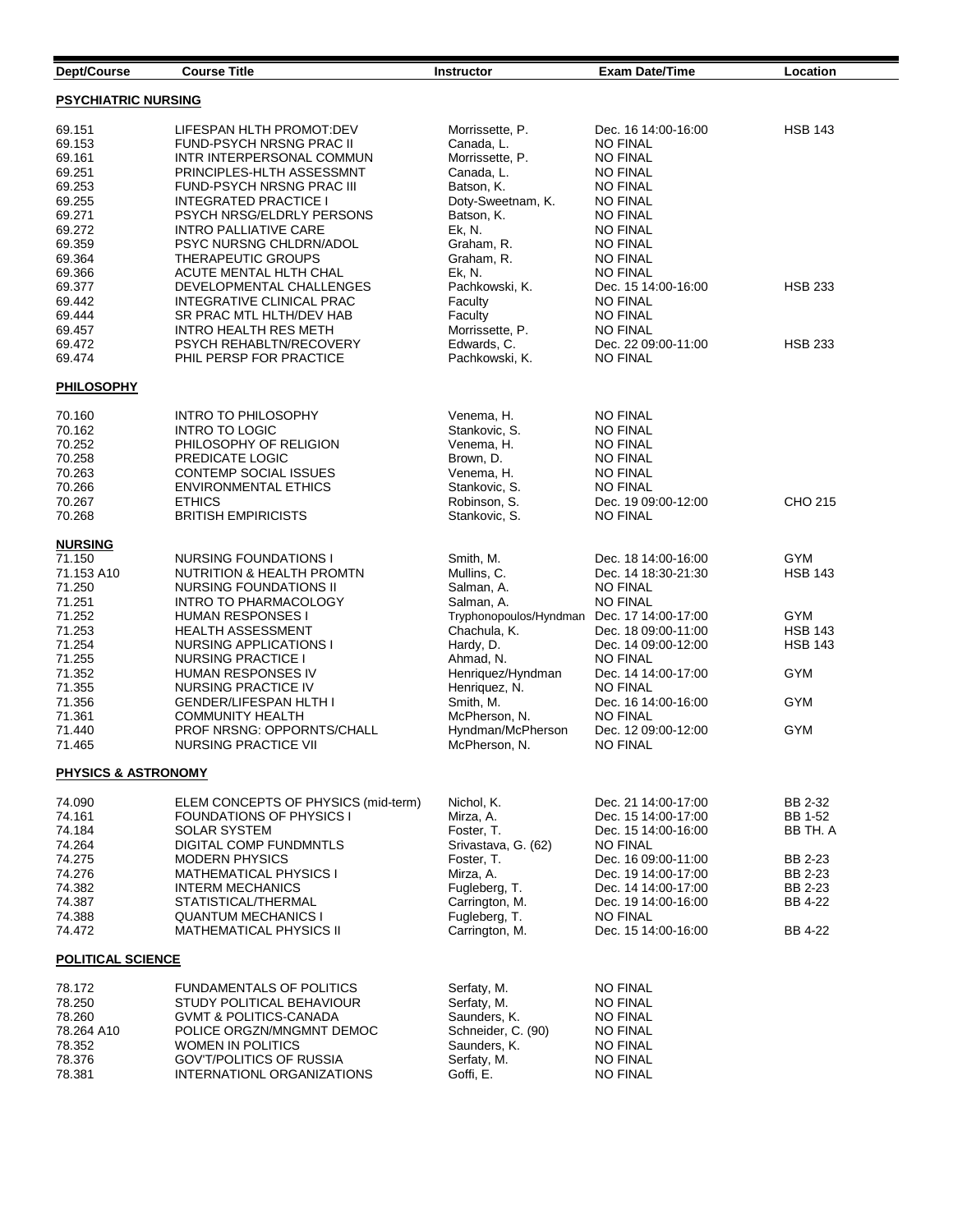| Dept/Course | Course Title | Instructor | Exam Date/Time | Location |
|---|---|---|---|---|
| **PSYCHIATRIC NURSING** | | | | |
| 69.151 | LIFESPAN HLTH PROMOT:DEV | Morrissette, P. | Dec. 16 14:00-16:00 | HSB 143 |
| 69.153 | FUND-PSYCH NRSNG PRAC II | Canada, L. | NO FINAL | |
| 69.161 | INTR INTERPERSONAL COMMUN | Morrissette, P. | NO FINAL | |
| 69.251 | PRINCIPLES-HLTH ASSESSMNT | Canada, L. | NO FINAL | |
| 69.253 | FUND-PSYCH NRSNG PRAC III | Batson, K. | NO FINAL | |
| 69.255 | INTEGRATED PRACTICE I | Doty-Sweetnam, K. | NO FINAL | |
| 69.271 | PSYCH NRSG/ELDRLY PERSONS | Batson, K. | NO FINAL | |
| 69.272 | INTRO PALLIATIVE CARE | Ek, N. | NO FINAL | |
| 69.359 | PSYC NURSNG CHLDRN/ADOL | Graham, R. | NO FINAL | |
| 69.364 | THERAPEUTIC GROUPS | Graham, R. | NO FINAL | |
| 69.366 | ACUTE MENTAL HLTH CHAL | Ek, N. | NO FINAL | |
| 69.377 | DEVELOPMENTAL CHALLENGES | Pachkowski, K. | Dec. 15 14:00-16:00 | HSB 233 |
| 69.442 | INTEGRATIVE CLINICAL PRAC | Faculty | NO FINAL | |
| 69.444 | SR PRAC MTL HLTH/DEV HAB | Faculty | NO FINAL | |
| 69.457 | INTRO HEALTH RES METH | Morrissette, P. | NO FINAL | |
| 69.472 | PSYCH REHABLTN/RECOVERY | Edwards, C. | Dec. 22 09:00-11:00 | HSB 233 |
| 69.474 | PHIL PERSP FOR PRACTICE | Pachkowski, K. | NO FINAL | |
| **PHILOSOPHY** | | | | |
| 70.160 | INTRO TO PHILOSOPHY | Venema, H. | NO FINAL | |
| 70.162 | INTRO TO LOGIC | Stankovic, S. | NO FINAL | |
| 70.252 | PHILOSOPHY OF RELIGION | Venema, H. | NO FINAL | |
| 70.258 | PREDICATE LOGIC | Brown, D. | NO FINAL | |
| 70.263 | CONTEMP SOCIAL ISSUES | Venema, H. | NO FINAL | |
| 70.266 | ENVIRONMENTAL ETHICS | Stankovic, S. | NO FINAL | |
| 70.267 | ETHICS | Robinson, S. | Dec. 19 09:00-12:00 | CHO 215 |
| 70.268 | BRITISH EMPIRICISTS | Stankovic, S. | NO FINAL | |
| **NURSING** | | | | |
| 71.150 | NURSING FOUNDATIONS I | Smith, M. | Dec. 18 14:00-16:00 | GYM |
| 71.153 A10 | NUTRITION & HEALTH PROMTN | Mullins, C. | Dec. 14 18:30-21:30 | HSB 143 |
| 71.250 | NURSING FOUNDATIONS II | Salman, A. | NO FINAL | |
| 71.251 | INTRO TO PHARMACOLOGY | Salman, A. | NO FINAL | |
| 71.252 | HUMAN RESPONSES I | Tryphonopoulos/Hyndman | Dec. 17 14:00-17:00 | GYM |
| 71.253 | HEALTH ASSESSMENT | Chachula, K. | Dec. 18 09:00-11:00 | HSB 143 |
| 71.254 | NURSING APPLICATIONS I | Hardy, D. | Dec. 14 09:00-12:00 | HSB 143 |
| 71.255 | NURSING PRACTICE I | Ahmad, N. | NO FINAL | |
| 71.352 | HUMAN RESPONSES IV | Henriquez/Hyndman | Dec. 14 14:00-17:00 | GYM |
| 71.355 | NURSING PRACTICE IV | Henriquez, N. | NO FINAL | |
| 71.356 | GENDER/LIFESPAN HLTH I | Smith, M. | Dec. 16 14:00-16:00 | GYM |
| 71.361 | COMMUNITY HEALTH | McPherson, N. | NO FINAL | |
| 71.440 | PROF NRSNG: OPPORNTS/CHALL | Hyndman/McPherson | Dec. 12 09:00-12:00 | GYM |
| 71.465 | NURSING PRACTICE VII | McPherson, N. | NO FINAL | |
| **PHYSICS & ASTRONOMY** | | | | |
| 74.090 | ELEM CONCEPTS OF PHYSICS (mid-term) | Nichol, K. | Dec. 21 14:00-17:00 | BB 2-32 |
| 74.161 | FOUNDATIONS OF PHYSICS I | Mirza, A. | Dec. 15 14:00-17:00 | BB 1-52 |
| 74.184 | SOLAR SYSTEM | Foster, T. | Dec. 15 14:00-16:00 | BB TH. A |
| 74.264 | DIGITAL COMP FUNDMNTLS | Srivastava, G. (62) | NO FINAL | |
| 74.275 | MODERN PHYSICS | Foster, T. | Dec. 16 09:00-11:00 | BB 2-23 |
| 74.276 | MATHEMATICAL PHYSICS I | Mirza, A. | Dec. 19 14:00-17:00 | BB 2-23 |
| 74.382 | INTERM MECHANICS | Fugleberg, T. | Dec. 14 14:00-17:00 | BB 2-23 |
| 74.387 | STATISTICAL/THERMAL | Carrington, M. | Dec. 19 14:00-16:00 | BB 4-22 |
| 74.388 | QUANTUM MECHANICS I | Fugleberg, T. | NO FINAL | |
| 74.472 | MATHEMATICAL PHYSICS II | Carrington, M. | Dec. 15 14:00-16:00 | BB 4-22 |
| **POLITICAL SCIENCE** | | | | |
| 78.172 | FUNDAMENTALS OF POLITICS | Serfaty, M. | NO FINAL | |
| 78.250 | STUDY POLITICAL BEHAVIOUR | Serfaty, M. | NO FINAL | |
| 78.260 | GVMT & POLITICS-CANADA | Saunders, K. | NO FINAL | |
| 78.264 A10 | POLICE ORGZN/MNGMNT DEMOC | Schneider, C. (90) | NO FINAL | |
| 78.352 | WOMEN IN POLITICS | Saunders, K. | NO FINAL | |
| 78.376 | GOV'T/POLITICS OF RUSSIA | Serfaty, M. | NO FINAL | |
| 78.381 | INTERNATIONL ORGANIZATIONS | Goffi, E. | NO FINAL | |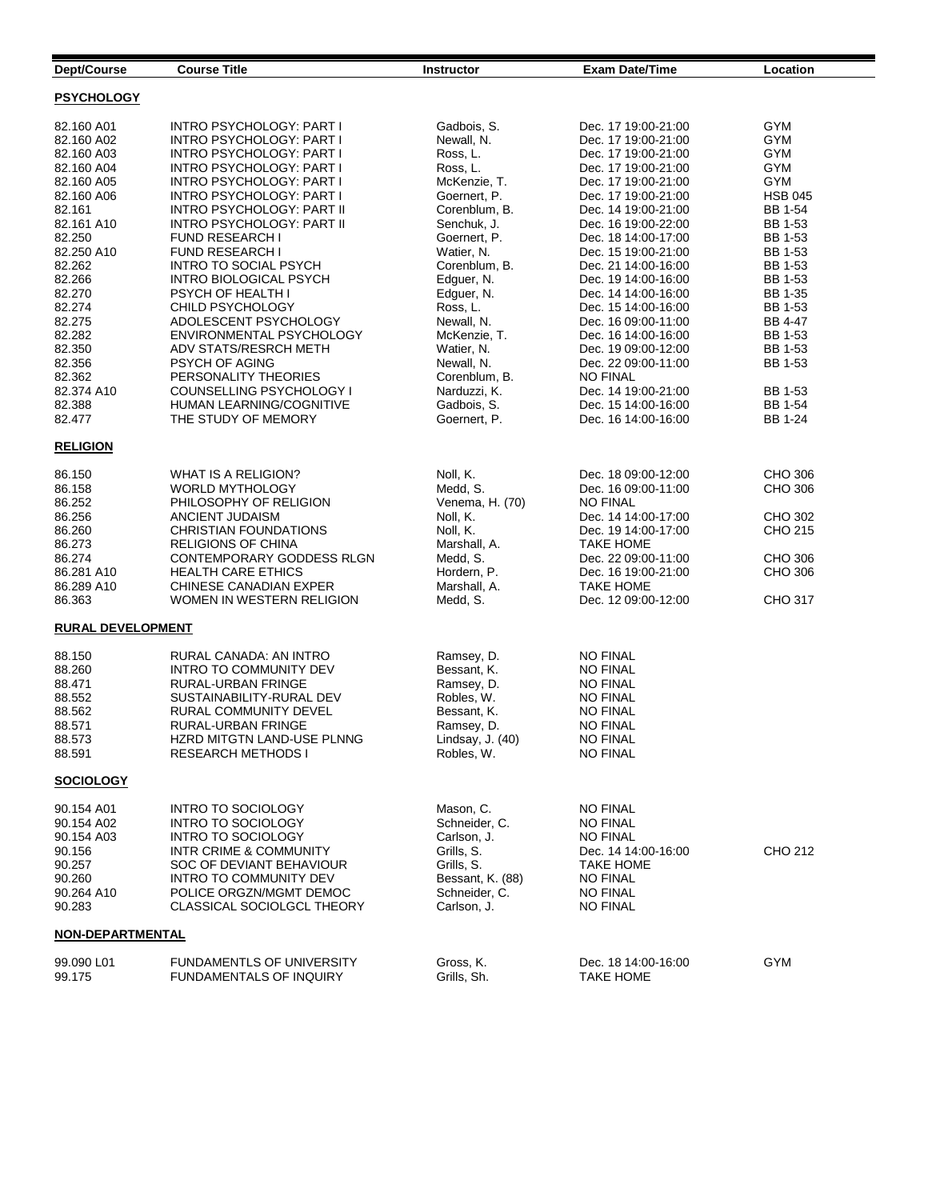| Dept/Course | Course Title | Instructor | Exam Date/Time | Location |
|---|---|---|---|---|
| **PSYCHOLOGY** | | | | |
| 82.160 A01 | INTRO PSYCHOLOGY: PART I | Gadbois, S. | Dec. 17 19:00-21:00 | GYM |
| 82.160 A02 | INTRO PSYCHOLOGY: PART I | Newall, N. | Dec. 17 19:00-21:00 | GYM |
| 82.160 A03 | INTRO PSYCHOLOGY: PART I | Ross, L. | Dec. 17 19:00-21:00 | GYM |
| 82.160 A04 | INTRO PSYCHOLOGY: PART I | Ross, L. | Dec. 17 19:00-21:00 | GYM |
| 82.160 A05 | INTRO PSYCHOLOGY: PART I | McKenzie, T. | Dec. 17 19:00-21:00 | GYM |
| 82.160 A06 | INTRO PSYCHOLOGY: PART I | Goernert, P. | Dec. 17 19:00-21:00 | HSB 045 |
| 82.161 | INTRO PSYCHOLOGY: PART II | Corenblum, B. | Dec. 14 19:00-21:00 | BB 1-54 |
| 82.161 A10 | INTRO PSYCHOLOGY: PART II | Senchuk, J. | Dec. 16 19:00-22:00 | BB 1-53 |
| 82.250 | FUND RESEARCH I | Goernert, P. | Dec. 18 14:00-17:00 | BB 1-53 |
| 82.250 A10 | FUND RESEARCH I | Watier, N. | Dec. 15 19:00-21:00 | BB 1-53 |
| 82.262 | INTRO TO SOCIAL PSYCH | Corenblum, B. | Dec. 21 14:00-16:00 | BB 1-53 |
| 82.266 | INTRO BIOLOGICAL PSYCH | Edguer, N. | Dec. 19 14:00-16:00 | BB 1-53 |
| 82.270 | PSYCH OF HEALTH I | Edguer, N. | Dec. 14 14:00-16:00 | BB 1-35 |
| 82.274 | CHILD PSYCHOLOGY | Ross, L. | Dec. 15 14:00-16:00 | BB 1-53 |
| 82.275 | ADOLESCENT PSYCHOLOGY | Newall, N. | Dec. 16 09:00-11:00 | BB 4-47 |
| 82.282 | ENVIRONMENTAL PSYCHOLOGY | McKenzie, T. | Dec. 16 14:00-16:00 | BB 1-53 |
| 82.350 | ADV STATS/RESRCH METH | Watier, N. | Dec. 19 09:00-12:00 | BB 1-53 |
| 82.356 | PSYCH OF AGING | Newall, N. | Dec. 22 09:00-11:00 | BB 1-53 |
| 82.362 | PERSONALITY THEORIES | Corenblum, B. | NO FINAL | |
| 82.374 A10 | COUNSELLING PSYCHOLOGY I | Narduzzi, K. | Dec. 14 19:00-21:00 | BB 1-53 |
| 82.388 | HUMAN LEARNING/COGNITIVE | Gadbois, S. | Dec. 15 14:00-16:00 | BB 1-54 |
| 82.477 | THE STUDY OF MEMORY | Goernert, P. | Dec. 16 14:00-16:00 | BB 1-24 |
| **RELIGION** | | | | |
| 86.150 | WHAT IS A RELIGION? | Noll, K. | Dec. 18 09:00-12:00 | CHO 306 |
| 86.158 | WORLD MYTHOLOGY | Medd, S. | Dec. 16 09:00-11:00 | CHO 306 |
| 86.252 | PHILOSOPHY OF RELIGION | Venema, H. (70) | NO FINAL | |
| 86.256 | ANCIENT JUDAISM | Noll, K. | Dec. 14 14:00-17:00 | CHO 302 |
| 86.260 | CHRISTIAN FOUNDATIONS | Noll, K. | Dec. 19 14:00-17:00 | CHO 215 |
| 86.273 | RELIGIONS OF CHINA | Marshall, A. | TAKE HOME | |
| 86.274 | CONTEMPORARY GODDESS RLGN | Medd, S. | Dec. 22 09:00-11:00 | CHO 306 |
| 86.281 A10 | HEALTH CARE ETHICS | Hordern, P. | Dec. 16 19:00-21:00 | CHO 306 |
| 86.289 A10 | CHINESE CANADIAN EXPER | Marshall, A. | TAKE HOME | |
| 86.363 | WOMEN IN WESTERN RELIGION | Medd, S. | Dec. 12 09:00-12:00 | CHO 317 |
| **RURAL DEVELOPMENT** | | | | |
| 88.150 | RURAL CANADA: AN INTRO | Ramsey, D. | NO FINAL | |
| 88.260 | INTRO TO COMMUNITY DEV | Bessant, K. | NO FINAL | |
| 88.471 | RURAL-URBAN FRINGE | Ramsey, D. | NO FINAL | |
| 88.552 | SUSTAINABILITY-RURAL DEV | Robles, W. | NO FINAL | |
| 88.562 | RURAL COMMUNITY DEVEL | Bessant, K. | NO FINAL | |
| 88.571 | RURAL-URBAN FRINGE | Ramsey, D. | NO FINAL | |
| 88.573 | HZRD MITGTN LAND-USE PLNNG | Lindsay, J. (40) | NO FINAL | |
| 88.591 | RESEARCH METHODS I | Robles, W. | NO FINAL | |
| **SOCIOLOGY** | | | | |
| 90.154 A01 | INTRO TO SOCIOLOGY | Mason, C. | NO FINAL | |
| 90.154 A02 | INTRO TO SOCIOLOGY | Schneider, C. | NO FINAL | |
| 90.154 A03 | INTRO TO SOCIOLOGY | Carlson, J. | NO FINAL | |
| 90.156 | INTR CRIME & COMMUNITY | Grills, S. | Dec. 14 14:00-16:00 | CHO 212 |
| 90.257 | SOC OF DEVIANT BEHAVIOUR | Grills, S. | TAKE HOME | |
| 90.260 | INTRO TO COMMUNITY DEV | Bessant, K. (88) | NO FINAL | |
| 90.264 A10 | POLICE ORGZN/MGMT DEMOC | Schneider, C. | NO FINAL | |
| 90.283 | CLASSICAL SOCIOLGCL THEORY | Carlson, J. | NO FINAL | |
| **NON-DEPARTMENTAL** | | | | |
| 99.090 L01 | FUNDAMENTLS OF UNIVERSITY | Gross, K. | Dec. 18 14:00-16:00 | GYM |
| 99.175 | FUNDAMENTALS OF INQUIRY | Grills, Sh. | TAKE HOME | |